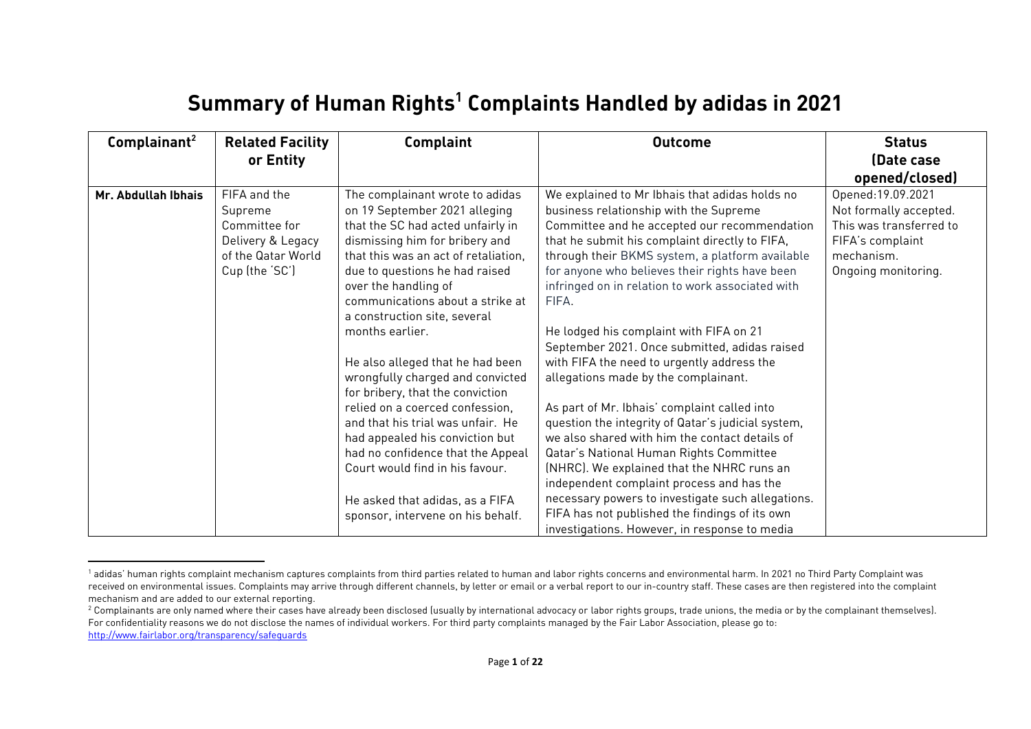# Summary of Human Rights[1] Complaints Handled by adidas in 2021

| Complainant[2] | Related Facility or Entity | Complaint | Outcome | Status (Date case opened/closed) |
|---|---|---|---|---|
| **Mr. Abdullah Ibhais** | FIFA and the Supreme Committee for Delivery & Legacy of the Qatar World Cup (the 'SC') | The complainant wrote to adidas on 19 September 2021 alleging that the SC had acted unfairly in dismissing him for bribery and that this was an act of retaliation, due to questions he had raised over the handling of communications about a strike at a construction site, several months earlier.<br><br>He also alleged that he had been wrongfully charged and convicted for bribery, that the conviction relied on a coerced confession, and that his trial was unfair. He had appealed his conviction but had no confidence that the Appeal Court would find in his favour.<br><br>He asked that adidas, as a FIFA sponsor, intervene on his behalf. | We explained to Mr Ibhais that adidas holds no business relationship with the Supreme Committee and he accepted our recommendation that he submit his complaint directly to FIFA, through their BKMS system, a platform available for anyone who believes their rights have been infringed on in relation to work associated with FIFA.<br><br>He lodged his complaint with FIFA on 21 September 2021. Once submitted, adidas raised with FIFA the need to urgently address the allegations made by the complainant.<br><br>As part of Mr. Ibhais' complaint called into question the integrity of Qatar's judicial system, we also shared with him the contact details of Qatar's National Human Rights Committee (NHRC). We explained that the NHRC runs an independent complaint process and has the necessary powers to investigate such allegations. FIFA has not published the findings of its own investigations. However, in response to media | Opened:19.09.2021<br>Not formally accepted. This was transferred to FIFA's complaint mechanism.<br>Ongoing monitoring. |

[1] adidas' human rights complaint mechanism captures complaints from third parties related to human and labor rights concerns and environmental harm. In 2021 no Third Party Complaint was received on environmental issues. Complaints may arrive through different channels, by letter or email or a verbal report to our in-country staff. These cases are then registered into the complaint mechanism and are added to our external reporting.

[2] Complainants are only named where their cases have already been disclosed (usually by international advocacy or labor rights groups, trade unions, the media or by the complainant themselves). For confidentiality reasons we do not disclose the names of individual workers. For third party complaints managed by the Fair Labor Association, please go to: http://www.fairlabor.org/transparency/safeguards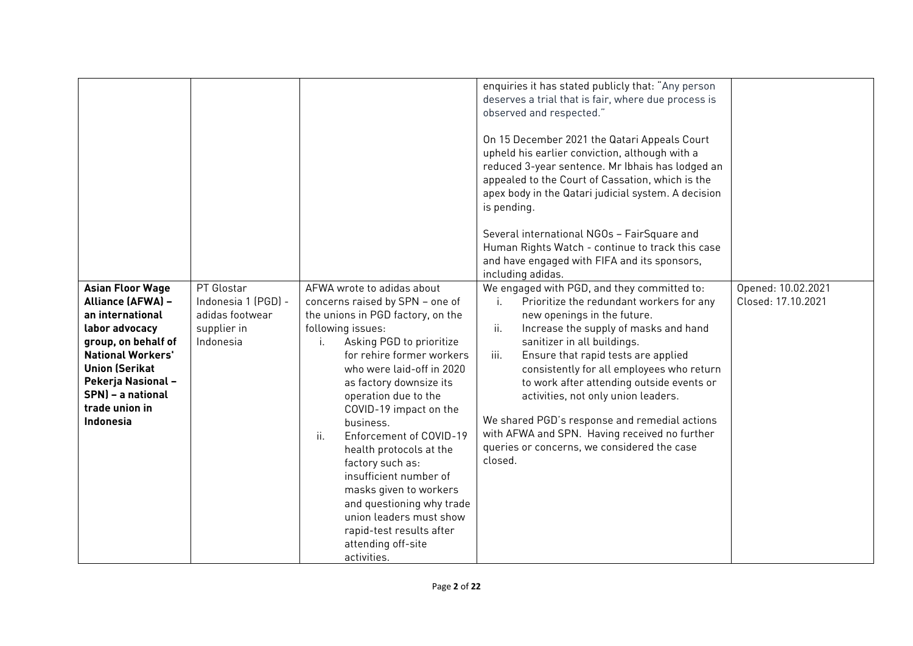| | | | | |
|---|---|---|---|---|
| | | | enquiries it has stated publicly that: "Any person deserves a trial that is fair, where due process is observed and respected."<br><br>On 15 December 2021 the Qatari Appeals Court upheld his earlier conviction, although with a reduced 3-year sentence. Mr Ibhais has lodged an appealed to the Court of Cassation, which is the apex body in the Qatari judicial system. A decision is pending.<br><br>Several international NGOs – FairSquare and Human Rights Watch - continue to track this case and have engaged with FIFA and its sponsors, including adidas. | |
| **Asian Floor Wage Alliance (AFWA) – an international labor advocacy group, on behalf of National Workers' Union (Serikat Pekerja Nasional – SPN) – a national trade union in Indonesia** | PT Glostar Indonesia 1 (PGD) - adidas footwear supplier in Indonesia | AFWA wrote to adidas about concerns raised by SPN – one of the unions in PGD factory, on the following issues:<br>i. Asking PGD to prioritize for rehire former workers who were laid-off in 2020 as factory downsize its operation due to the COVID-19 impact on the business.<br>ii. Enforcement of COVID-19 health protocols at the factory such as: insufficient number of masks given to workers and questioning why trade union leaders must show rapid-test results after attending off-site activities. | We engaged with PGD, and they committed to:<br>i. Prioritize the redundant workers for any new openings in the future.<br>ii. Increase the supply of masks and hand sanitizer in all buildings.<br>iii. Ensure that rapid tests are applied consistently for all employees who return to work after attending outside events or activities, not only union leaders.<br><br>We shared PGD's response and remedial actions with AFWA and SPN. Having received no further queries or concerns, we considered the case closed. | Opened: 10.02.2021<br>Closed: 17.10.2021 |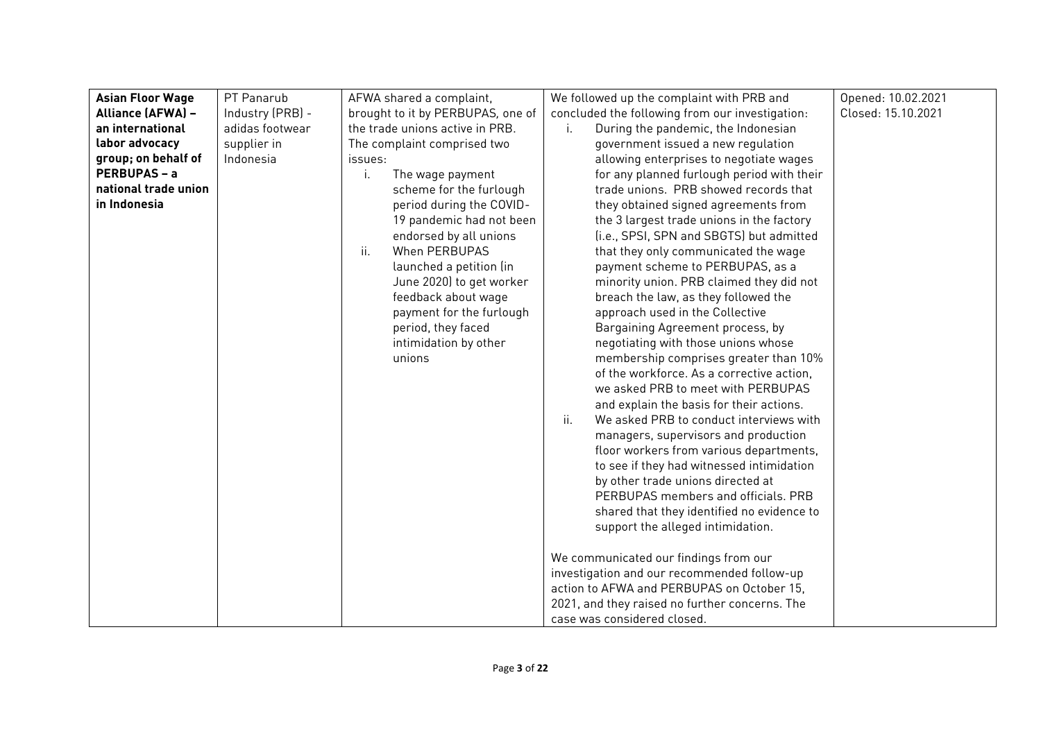| **Asian Floor Wage Alliance (AFWA) – an international labor advocacy group; on behalf of PERBUPAS – a national trade union in Indonesia** | PT Panarub Industry (PRB) - adidas footwear supplier in Indonesia | AFWA shared a complaint, brought to it by PERBUPAS, one of the trade unions active in PRB. The complaint comprised two issues:<br>i. The wage payment scheme for the furlough period during the COVID-19 pandemic had not been endorsed by all unions<br>ii. When PERBUPAS launched a petition (in June 2020) to get worker feedback about wage payment for the furlough period, they faced intimidation by other unions | We followed up the complaint with PRB and concluded the following from our investigation:<br>i. During the pandemic, the Indonesian government issued a new regulation allowing enterprises to negotiate wages for any planned furlough period with their trade unions. PRB showed records that they obtained signed agreements from the 3 largest trade unions in the factory (i.e., SPSI, SPN and SBGTS) but admitted that they only communicated the wage payment scheme to PERBUPAS, as a minority union. PRB claimed they did not breach the law, as they followed the approach used in the Collective Bargaining Agreement process, by negotiating with those unions whose membership comprises greater than 10% of the workforce. As a corrective action, we asked PRB to meet with PERBUPAS and explain the basis for their actions.<br>ii. We asked PRB to conduct interviews with managers, supervisors and production floor workers from various departments, to see if they had witnessed intimidation by other trade unions directed at PERBUPAS members and officials. PRB shared that they identified no evidence to support the alleged intimidation.<br><br>We communicated our findings from our investigation and our recommended follow-up action to AFWA and PERBUPAS on October 15, 2021, and they raised no further concerns. The case was considered closed. | Opened: 10.02.2021<br>Closed: 15.10.2021 |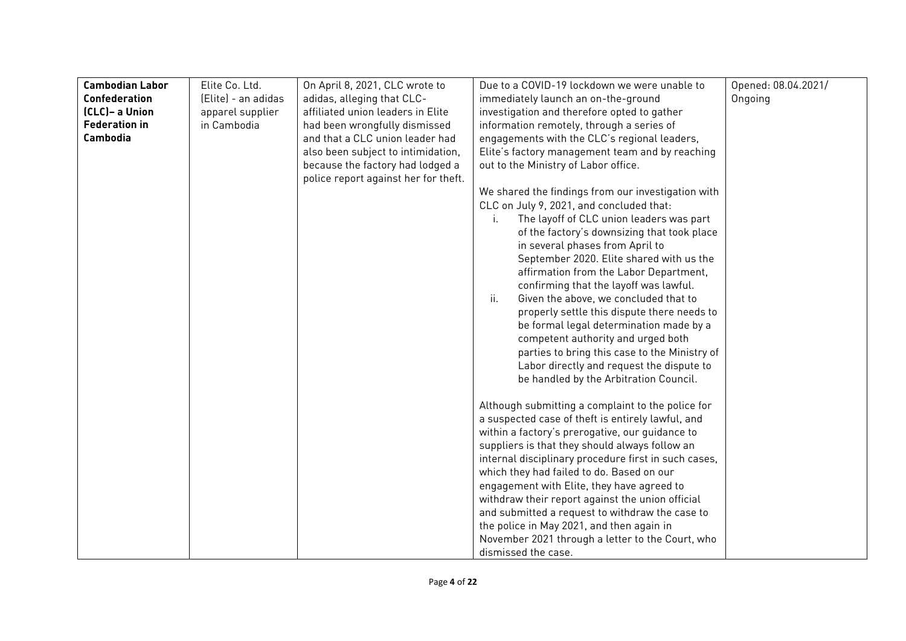| **Cambodian Labor Confederation (CLC)– a Union Federation in Cambodia** | Elite Co. Ltd. (Elite) - an adidas apparel supplier in Cambodia | On April 8, 2021, CLC wrote to adidas, alleging that CLC-affiliated union leaders in Elite had been wrongfully dismissed and that a CLC union leader had also been subject to intimidation, because the factory had lodged a police report against her for theft. | Due to a COVID-19 lockdown we were unable to immediately launch an on-the-ground investigation and therefore opted to gather information remotely, through a series of engagements with the CLC's regional leaders, Elite's factory management team and by reaching out to the Ministry of Labor office.<br><br>We shared the findings from our investigation with CLC on July 9, 2021, and concluded that:<br>i. The layoff of CLC union leaders was part of the factory's downsizing that took place in several phases from April to September 2020. Elite shared with us the affirmation from the Labor Department, confirming that the layoff was lawful.<br>ii. Given the above, we concluded that to properly settle this dispute there needs to be formal legal determination made by a competent authority and urged both parties to bring this case to the Ministry of Labor directly and request the dispute to be handled by the Arbitration Council.<br><br>Although submitting a complaint to the police for a suspected case of theft is entirely lawful, and within a factory's prerogative, our guidance to suppliers is that they should always follow an internal disciplinary procedure first in such cases, which they had failed to do. Based on our engagement with Elite, they have agreed to withdraw their report against the union official and submitted a request to withdraw the case to the police in May 2021, and then again in November 2021 through a letter to the Court, who dismissed the case. | Opened: 08.04.2021/ Ongoing |
|---|---|---|---|---|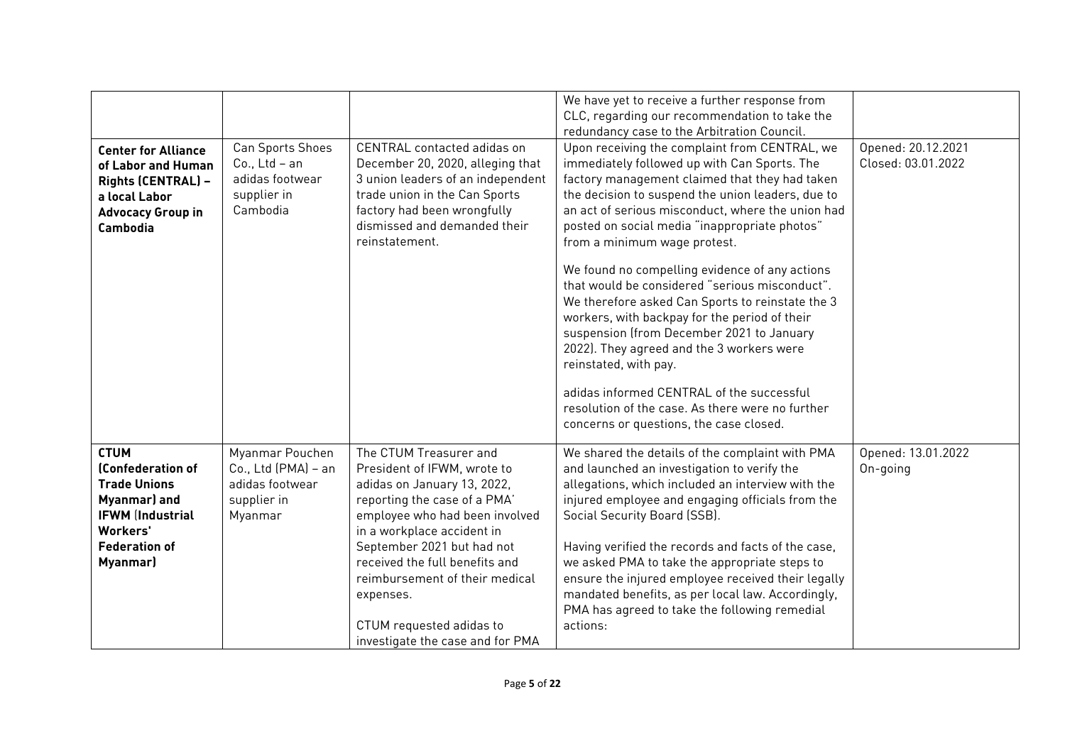|  |  |  |  |  |
|---|---|---|---|---|
|  |  |  | We have yet to receive a further response from CLC, regarding our recommendation to take the redundancy case to the Arbitration Council. |  |
| **Center for Alliance of Labor and Human Rights (CENTRAL) – a local Labor Advocacy Group in Cambodia** | Can Sports Shoes Co., Ltd – an adidas footwear supplier in Cambodia | CENTRAL contacted adidas on December 20, 2020, alleging that 3 union leaders of an independent trade union in the Can Sports factory had been wrongfully dismissed and demanded their reinstatement. | Upon receiving the complaint from CENTRAL, we immediately followed up with Can Sports. The factory management claimed that they had taken the decision to suspend the union leaders, due to an act of serious misconduct, where the union had posted on social media "inappropriate photos" from a minimum wage protest.<br><br>We found no compelling evidence of any actions that would be considered "serious misconduct". We therefore asked Can Sports to reinstate the 3 workers, with backpay for the period of their suspension (from December 2021 to January 2022). They agreed and the 3 workers were reinstated, with pay.<br><br>adidas informed CENTRAL of the successful resolution of the case. As there were no further concerns or questions, the case closed. | Opened: 20.12.2021<br>Closed: 03.01.2022 |
| **CTUM (Confederation of Trade Unions Myanmar) and IFWM (Industrial Workers' Federation of Myanmar)** | Myanmar Pouchen Co., Ltd (PMA) – an adidas footwear supplier in Myanmar | The CTUM Treasurer and President of IFWM, wrote to adidas on January 13, 2022, reporting the case of a PMA' employee who had been involved in a workplace accident in September 2021 but had not received the full benefits and reimbursement of their medical expenses.<br><br>CTUM requested adidas to investigate the case and for PMA | We shared the details of the complaint with PMA and launched an investigation to verify the allegations, which included an interview with the injured employee and engaging officials from the Social Security Board (SSB).<br><br>Having verified the records and facts of the case, we asked PMA to take the appropriate steps to ensure the injured employee received their legally mandated benefits, as per local law. Accordingly, PMA has agreed to take the following remedial actions: | Opened: 13.01.2022<br>On-going |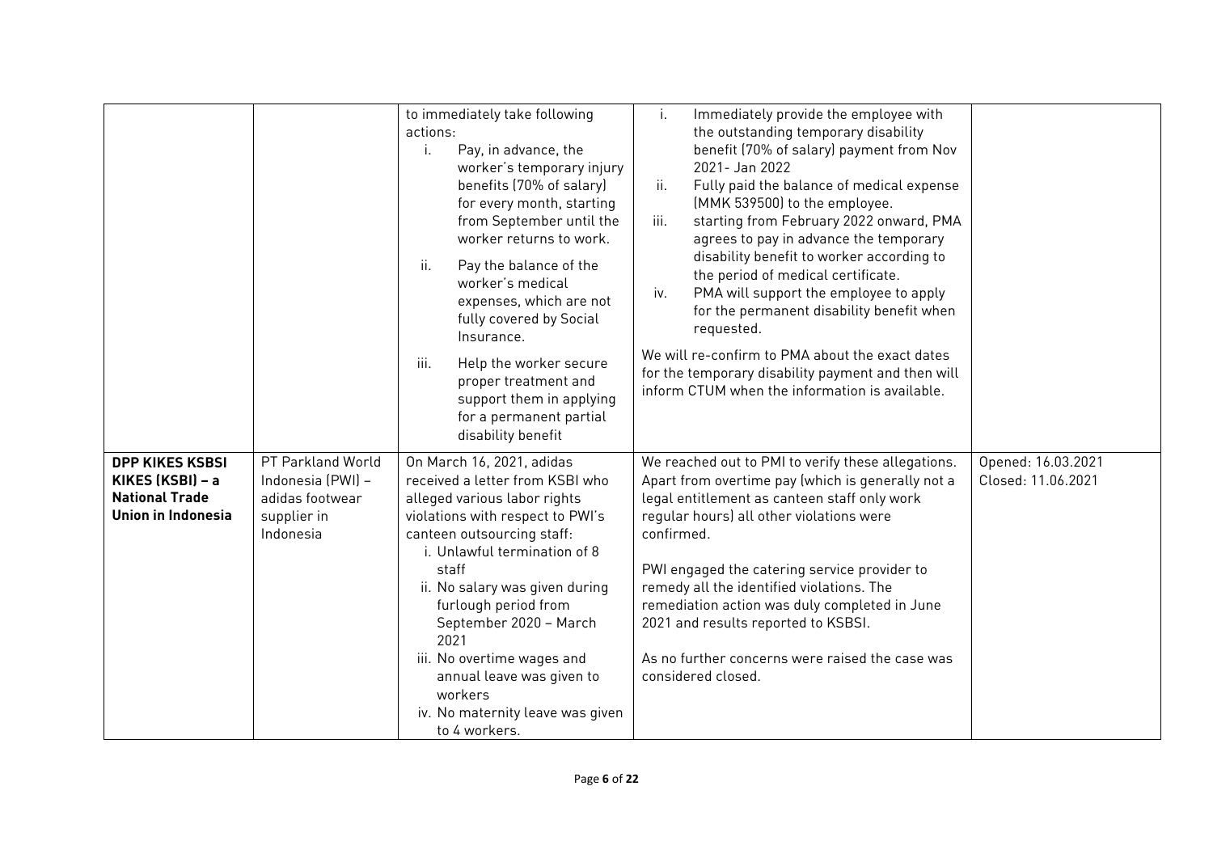| | | | | |
|---|---|---|---|---|
| | | to immediately take following actions:<br>i. Pay, in advance, the worker's temporary injury benefits (70% of salary) for every month, starting from September until the worker returns to work.<br>ii. Pay the balance of the worker's medical expenses, which are not fully covered by Social Insurance.<br>iii. Help the worker secure proper treatment and support them in applying for a permanent partial disability benefit | i. Immediately provide the employee with the outstanding temporary disability benefit (70% of salary) payment from Nov 2021- Jan 2022<br>ii. Fully paid the balance of medical expense (MMK 539500) to the employee.<br>iii. starting from February 2022 onward, PMA agrees to pay in advance the temporary disability benefit to worker according to the period of medical certificate.<br>iv. PMA will support the employee to apply for the permanent disability benefit when requested.<br><br>We will re-confirm to PMA about the exact dates for the temporary disability payment and then will inform CTUM when the information is available. | |
| **DPP KIKES KSBSI KIKES (KSBI) – a National Trade Union in Indonesia** | PT Parkland World Indonesia (PWI) – adidas footwear supplier in Indonesia | On March 16, 2021, adidas received a letter from KSBI who alleged various labor rights violations with respect to PWI's canteen outsourcing staff:<br>i. Unlawful termination of 8 staff<br>ii. No salary was given during furlough period from September 2020 – March 2021<br>iii. No overtime wages and annual leave was given to workers<br>iv. No maternity leave was given to 4 workers. | We reached out to PMI to verify these allegations. Apart from overtime pay (which is generally not a legal entitlement as canteen staff only work regular hours) all other violations were confirmed.<br><br>PWI engaged the catering service provider to remedy all the identified violations. The remediation action was duly completed in June 2021 and results reported to KSBSI.<br><br>As no further concerns were raised the case was considered closed. | Opened: 16.03.2021<br>Closed: 11.06.2021 |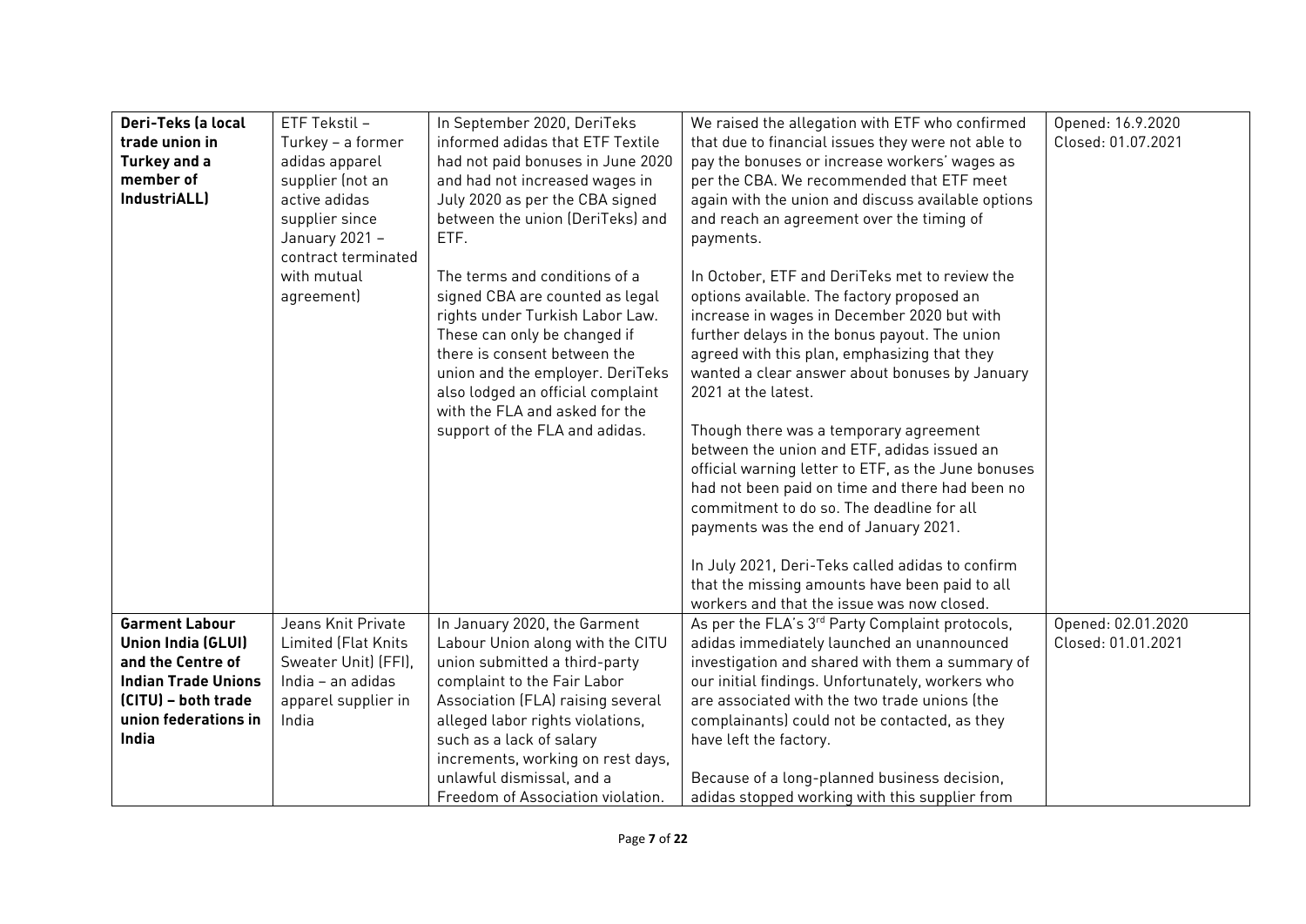| | | | | |
|---|---|---|---|---|
| **Deri-Teks (a local trade union in Turkey and a member of IndustriALL)** | ETF Tekstil – Turkey – a former adidas apparel supplier (not an active adidas supplier since January 2021 – contract terminated with mutual agreement) | In September 2020, DeriTeks informed adidas that ETF Textile had not paid bonuses in June 2020 and had not increased wages in July 2020 as per the CBA signed between the union (DeriTeks) and ETF.<br><br>The terms and conditions of a signed CBA are counted as legal rights under Turkish Labor Law. These can only be changed if there is consent between the union and the employer. DeriTeks also lodged an official complaint with the FLA and asked for the support of the FLA and adidas. | We raised the allegation with ETF who confirmed that due to financial issues they were not able to pay the bonuses or increase workers' wages as per the CBA. We recommended that ETF meet again with the union and discuss available options and reach an agreement over the timing of payments.<br><br>In October, ETF and DeriTeks met to review the options available. The factory proposed an increase in wages in December 2020 but with further delays in the bonus payout. The union agreed with this plan, emphasizing that they wanted a clear answer about bonuses by January 2021 at the latest.<br><br>Though there was a temporary agreement between the union and ETF, adidas issued an official warning letter to ETF, as the June bonuses had not been paid on time and there had been no commitment to do so. The deadline for all payments was the end of January 2021.<br><br>In July 2021, Deri-Teks called adidas to confirm that the missing amounts have been paid to all workers and that the issue was now closed. | Opened: 16.9.2020<br>Closed: 01.07.2021 |
| **Garment Labour Union India (GLUI) and the Centre of Indian Trade Unions (CITU) – both trade union federations in India** | Jeans Knit Private Limited (Flat Knits Sweater Unit) (FFI), India – an adidas apparel supplier in India | In January 2020, the Garment Labour Union along with the CITU union submitted a third-party complaint to the Fair Labor Association (FLA) raising several alleged labor rights violations, such as a lack of salary increments, working on rest days, unlawful dismissal, and a Freedom of Association violation. | As per the FLA's 3rd Party Complaint protocols, adidas immediately launched an unannounced investigation and shared with them a summary of our initial findings. Unfortunately, workers who are associated with the two trade unions (the complainants) could not be contacted, as they have left the factory.<br><br>Because of a long-planned business decision, adidas stopped working with this supplier from | Opened: 02.01.2020<br>Closed: 01.01.2021 |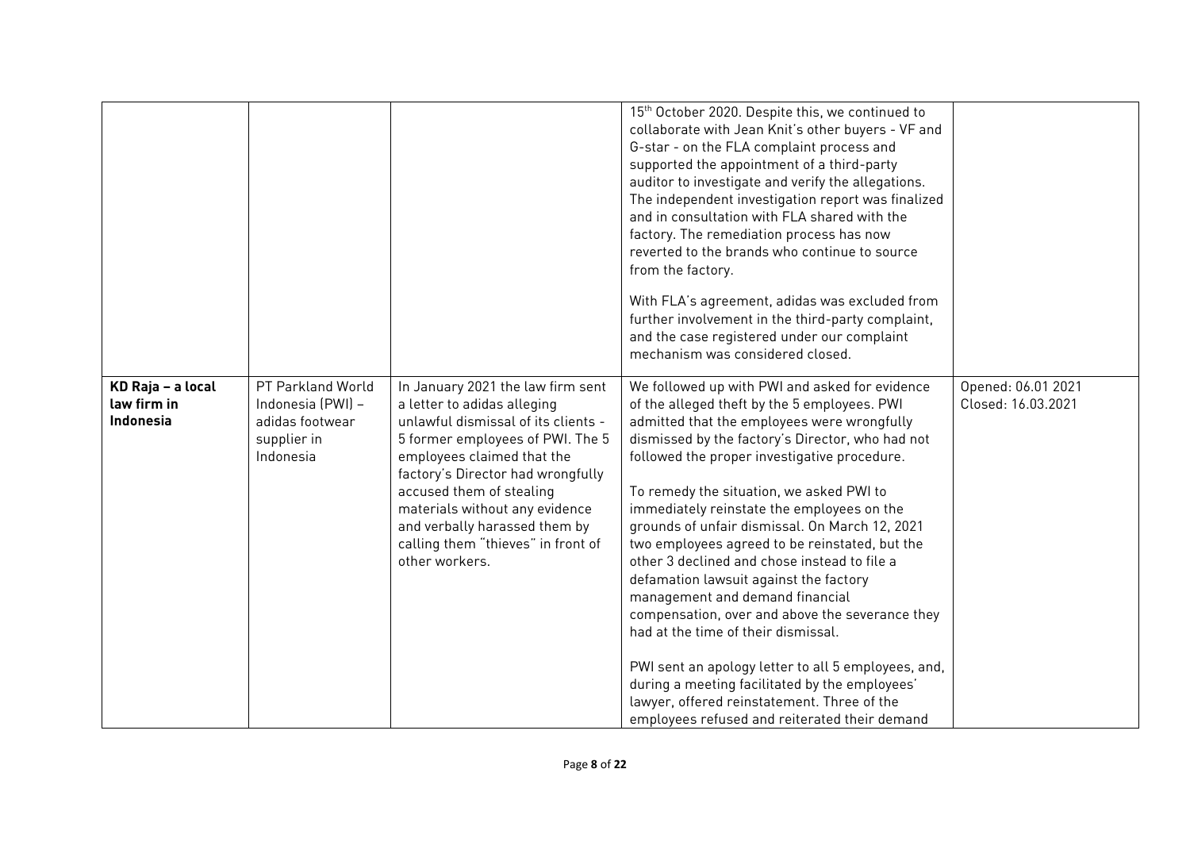| | | | | |
|---|---|---|---|---|
| | | | 15th October 2020. Despite this, we continued to collaborate with Jean Knit's other buyers - VF and G-star - on the FLA complaint process and supported the appointment of a third-party auditor to investigate and verify the allegations. The independent investigation report was finalized and in consultation with FLA shared with the factory. The remediation process has now reverted to the brands who continue to source from the factory.<br><br>With FLA's agreement, adidas was excluded from further involvement in the third-party complaint, and the case registered under our complaint mechanism was considered closed. | |
| **KD Raja – a local law firm in Indonesia** | PT Parkland World Indonesia (PWI) – adidas footwear supplier in Indonesia | In January 2021 the law firm sent a letter to adidas alleging unlawful dismissal of its clients - 5 former employees of PWI. The 5 employees claimed that the factory's Director had wrongfully accused them of stealing materials without any evidence and verbally harassed them by calling them "thieves" in front of other workers. | We followed up with PWI and asked for evidence of the alleged theft by the 5 employees. PWI admitted that the employees were wrongfully dismissed by the factory's Director, who had not followed the proper investigative procedure.<br><br>To remedy the situation, we asked PWI to immediately reinstate the employees on the grounds of unfair dismissal. On March 12, 2021 two employees agreed to be reinstated, but the other 3 declined and chose instead to file a defamation lawsuit against the factory management and demand financial compensation, over and above the severance they had at the time of their dismissal.<br><br>PWI sent an apology letter to all 5 employees, and, during a meeting facilitated by the employees' lawyer, offered reinstatement. Three of the employees refused and reiterated their demand | Opened: 06.01 2021<br>Closed: 16.03.2021 |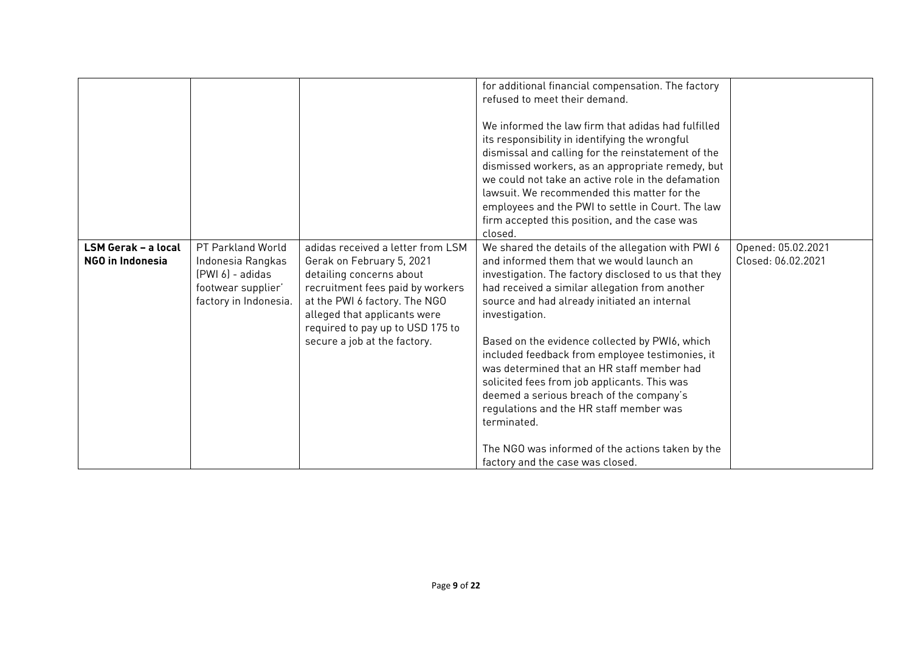| | | | | |
|---|---|---|---|---|
| | | | for additional financial compensation. The factory refused to meet their demand.<br><br>We informed the law firm that adidas had fulfilled its responsibility in identifying the wrongful dismissal and calling for the reinstatement of the dismissed workers, as an appropriate remedy, but we could not take an active role in the defamation lawsuit. We recommended this matter for the employees and the PWI to settle in Court. The law firm accepted this position, and the case was closed. | |
| **LSM Gerak – a local NGO in Indonesia** | PT Parkland World Indonesia Rangkas (PWI 6) - adidas footwear supplier' factory in Indonesia. | adidas received a letter from LSM Gerak on February 5, 2021 detailing concerns about recruitment fees paid by workers at the PWI 6 factory. The NGO alleged that applicants were required to pay up to USD 175 to secure a job at the factory. | We shared the details of the allegation with PWI 6 and informed them that we would launch an investigation. The factory disclosed to us that they had received a similar allegation from another source and had already initiated an internal investigation.<br><br>Based on the evidence collected by PWI6, which included feedback from employee testimonies, it was determined that an HR staff member had solicited fees from job applicants. This was deemed a serious breach of the company's regulations and the HR staff member was terminated.<br><br>The NGO was informed of the actions taken by the factory and the case was closed. | Opened: 05.02.2021<br>Closed: 06.02.2021 |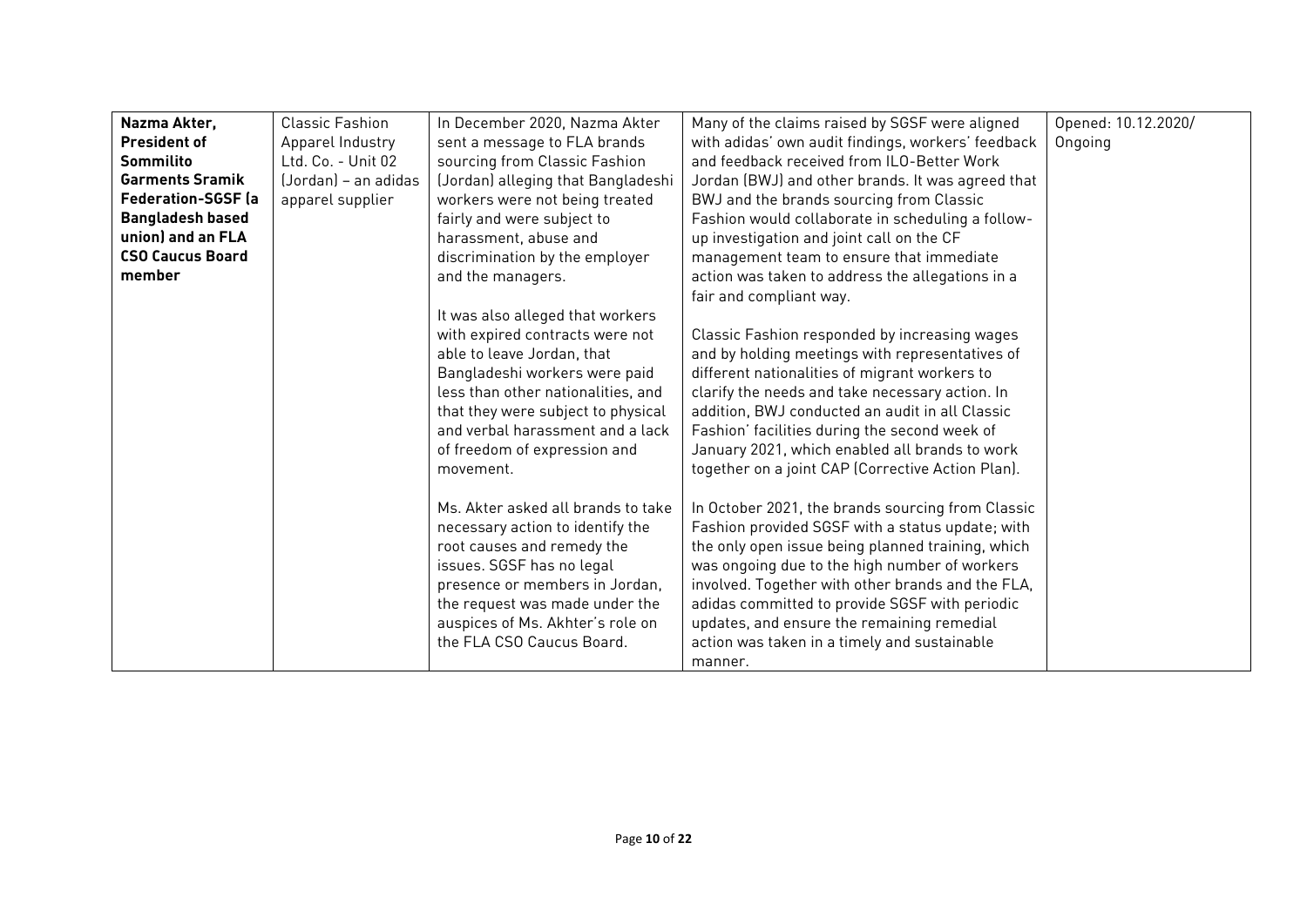| **Nazma Akter, President of Sommilito Garments Sramik Federation-SGSF (a Bangladesh based union) and an FLA CSO Caucus Board member** | Classic Fashion Apparel Industry Ltd. Co. - Unit 02 (Jordan) – an adidas apparel supplier | In December 2020, Nazma Akter sent a message to FLA brands sourcing from Classic Fashion (Jordan) alleging that Bangladeshi workers were not being treated fairly and were subject to harassment, abuse and discrimination by the employer and the managers.<br><br>It was also alleged that workers with expired contracts were not able to leave Jordan, that Bangladeshi workers were paid less than other nationalities, and that they were subject to physical and verbal harassment and a lack of freedom of expression and movement.<br><br>Ms. Akter asked all brands to take necessary action to identify the root causes and remedy the issues. SGSF has no legal presence or members in Jordan, the request was made under the auspices of Ms. Akhter's role on the FLA CSO Caucus Board. | Many of the claims raised by SGSF were aligned with adidas' own audit findings, workers' feedback and feedback received from ILO-Better Work Jordan (BWJ) and other brands. It was agreed that BWJ and the brands sourcing from Classic Fashion would collaborate in scheduling a follow-up investigation and joint call on the CF management team to ensure that immediate action was taken to address the allegations in a fair and compliant way.<br><br>Classic Fashion responded by increasing wages and by holding meetings with representatives of different nationalities of migrant workers to clarify the needs and take necessary action. In addition, BWJ conducted an audit in all Classic Fashion' facilities during the second week of January 2021, which enabled all brands to work together on a joint CAP (Corrective Action Plan).<br><br>In October 2021, the brands sourcing from Classic Fashion provided SGSF with a status update; with the only open issue being planned training, which was ongoing due to the high number of workers involved. Together with other brands and the FLA, adidas committed to provide SGSF with periodic updates, and ensure the remaining remedial action was taken in a timely and sustainable manner. | Opened: 10.12.2020/ Ongoing |
|---|---|---|---|---|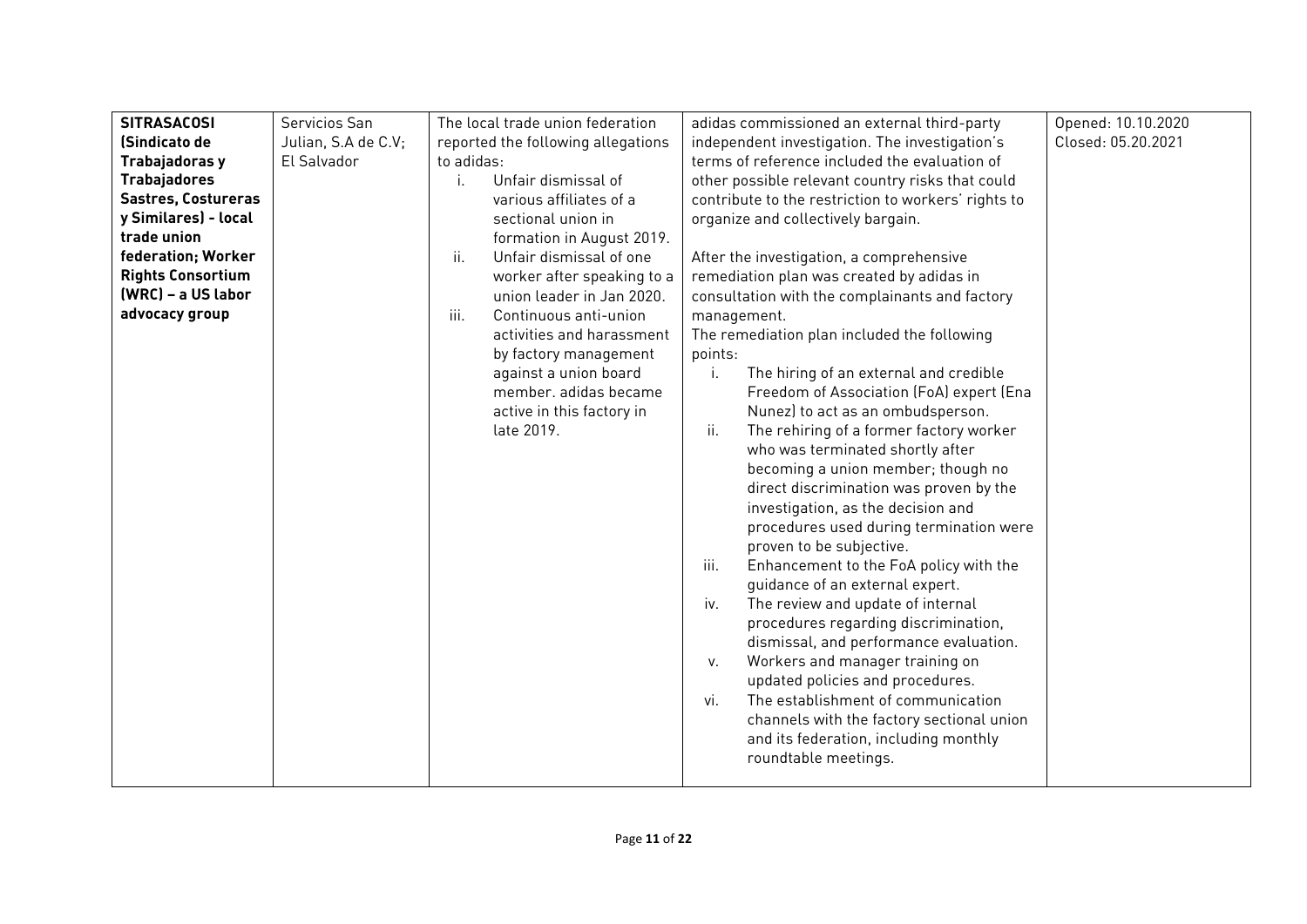| **SITRASACOSI (Sindicato de Trabajadoras y Trabajadores Sastres, Costureras y Similares) - local trade union federation; Worker Rights Consortium (WRC) – a US labor advocacy group** | Servicios San Julian, S.A de C.V; El Salvador | The local trade union federation reported the following allegations to adidas:<br>i. Unfair dismissal of various affiliates of a sectional union in formation in August 2019.<br>ii. Unfair dismissal of one worker after speaking to a union leader in Jan 2020.<br>iii. Continuous anti-union activities and harassment by factory management against a union board member. adidas became active in this factory in late 2019. | adidas commissioned an external third-party independent investigation. The investigation's terms of reference included the evaluation of other possible relevant country risks that could contribute to the restriction to workers' rights to organize and collectively bargain.<br><br>After the investigation, a comprehensive remediation plan was created by adidas in consultation with the complainants and factory management.<br>The remediation plan included the following points:<br>i. The hiring of an external and credible Freedom of Association (FoA) expert (Ena Nunez) to act as an ombudsperson.<br>ii. The rehiring of a former factory worker who was terminated shortly after becoming a union member; though no direct discrimination was proven by the investigation, as the decision and procedures used during termination were proven to be subjective.<br>iii. Enhancement to the FoA policy with the guidance of an external expert.<br>iv. The review and update of internal procedures regarding discrimination, dismissal, and performance evaluation.<br>v. Workers and manager training on updated policies and procedures.<br>vi. The establishment of communication channels with the factory sectional union and its federation, including monthly roundtable meetings. | Opened: 10.10.2020<br>Closed: 05.20.2021 |
|---|---|---|---|---|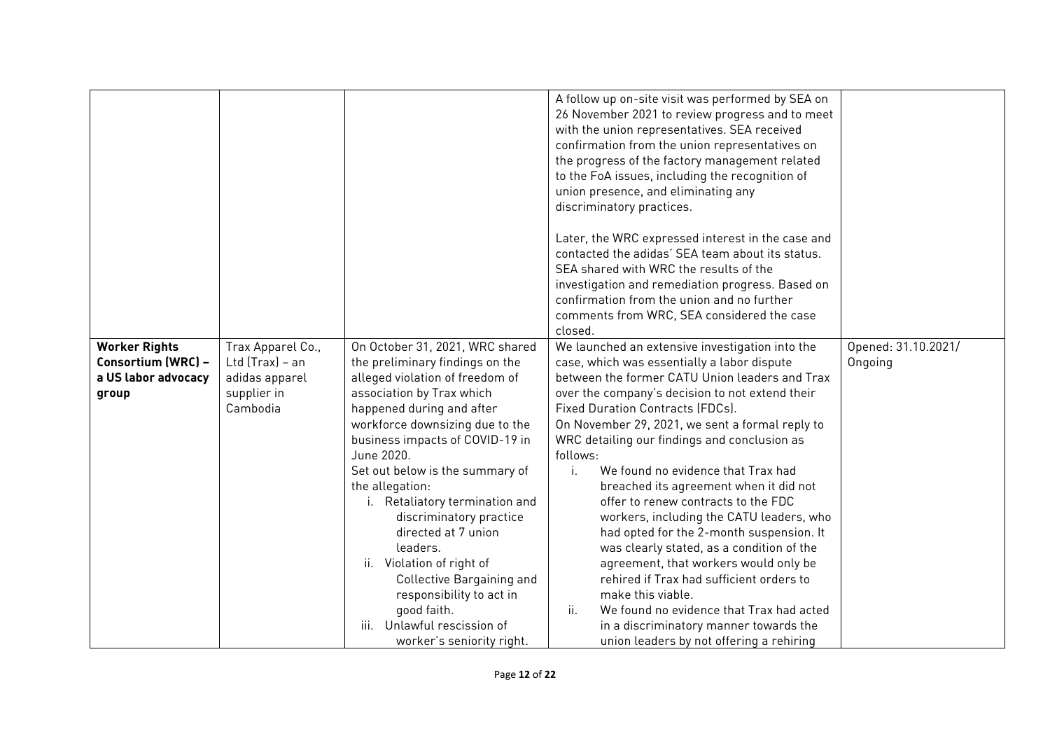| | | | | |
|---|---|---|---|---|
| | | | A follow up on-site visit was performed by SEA on 26 November 2021 to review progress and to meet with the union representatives. SEA received confirmation from the union representatives on the progress of the factory management related to the FoA issues, including the recognition of union presence, and eliminating any discriminatory practices.<br><br>Later, the WRC expressed interest in the case and contacted the adidas' SEA team about its status. SEA shared with WRC the results of the investigation and remediation progress. Based on confirmation from the union and no further comments from WRC, SEA considered the case closed. | |
| **Worker Rights Consortium (WRC) – a US labor advocacy group** | Trax Apparel Co., Ltd (Trax) – an adidas apparel supplier in Cambodia | On October 31, 2021, WRC shared the preliminary findings on the alleged violation of freedom of association by Trax which happened during and after workforce downsizing due to the business impacts of COVID-19 in June 2020.<br>Set out below is the summary of the allegation:<br>i. Retaliatory termination and discriminatory practice directed at 7 union leaders.<br>ii. Violation of right of Collective Bargaining and responsibility to act in good faith.<br>iii. Unlawful rescission of worker's seniority right. | We launched an extensive investigation into the case, which was essentially a labor dispute between the former CATU Union leaders and Trax over the company's decision to not extend their Fixed Duration Contracts (FDCs).<br>On November 29, 2021, we sent a formal reply to WRC detailing our findings and conclusion as follows:<br>i. We found no evidence that Trax had breached its agreement when it did not offer to renew contracts to the FDC workers, including the CATU leaders, who had opted for the 2-month suspension. It was clearly stated, as a condition of the agreement, that workers would only be rehired if Trax had sufficient orders to make this viable.<br>ii. We found no evidence that Trax had acted in a discriminatory manner towards the union leaders by not offering a rehiring | Opened: 31.10.2021/ Ongoing |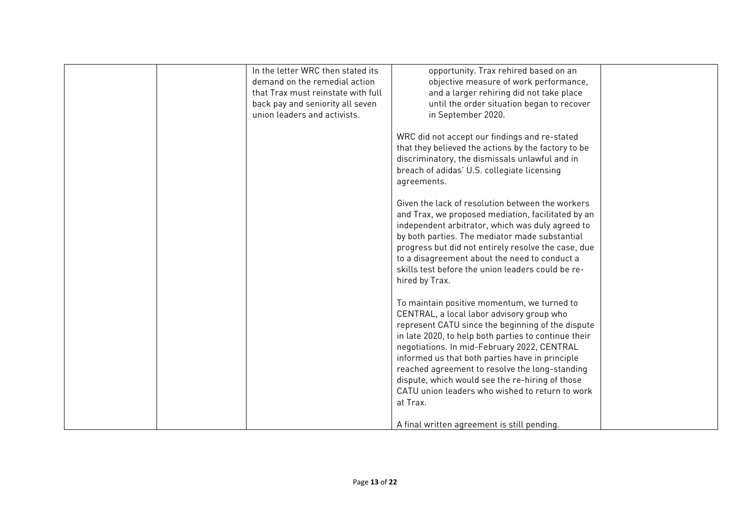| | | | | |
|---|---|---|---|---|
| | | In the letter WRC then stated its demand on the remedial action that Trax must reinstate with full back pay and seniority all seven union leaders and activists. | opportunity. Trax rehired based on an objective measure of work performance, and a larger rehiring did not take place until the order situation began to recover in September 2020.<br><br>WRC did not accept our findings and re-stated that they believed the actions by the factory to be discriminatory, the dismissals unlawful and in breach of adidas' U.S. collegiate licensing agreements.<br><br>Given the lack of resolution between the workers and Trax, we proposed mediation, facilitated by an independent arbitrator, which was duly agreed to by both parties. The mediator made substantial progress but did not entirely resolve the case, due to a disagreement about the need to conduct a skills test before the union leaders could be re-hired by Trax.<br><br>To maintain positive momentum, we turned to CENTRAL, a local labor advisory group who represent CATU since the beginning of the dispute in late 2020, to help both parties to continue their negotiations. In mid-February 2022, CENTRAL informed us that both parties have in principle reached agreement to resolve the long-standing dispute, which would see the re-hiring of those CATU union leaders who wished to return to work at Trax.<br><br>A final written agreement is still pending. | |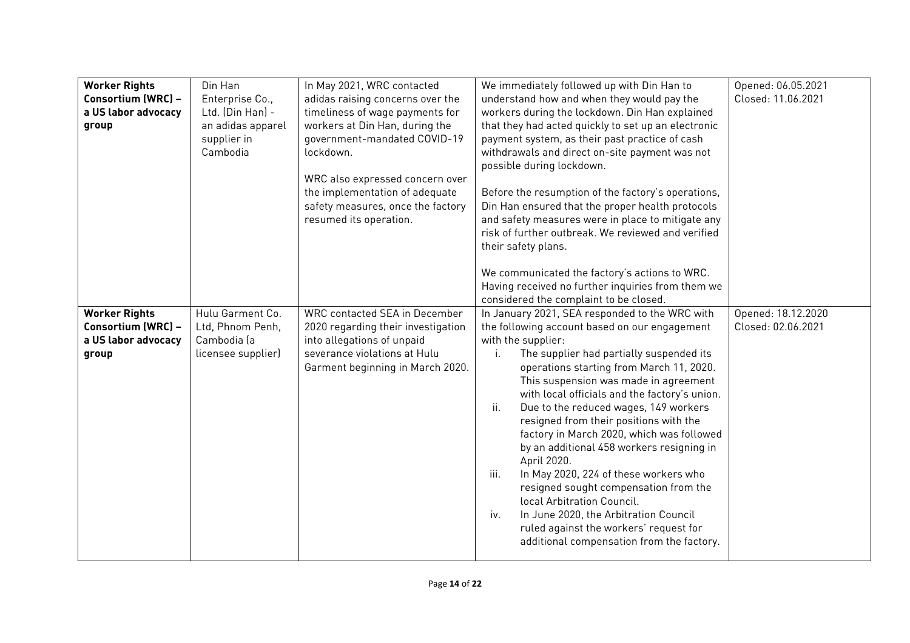| | | | | |
|---|---|---|---|---|
| **Worker Rights Consortium (WRC) – a US labor advocacy group** | Din Han Enterprise Co., Ltd. (Din Han) - an adidas apparel supplier in Cambodia | In May 2021, WRC contacted adidas raising concerns over the timeliness of wage payments for workers at Din Han, during the government-mandated COVID-19 lockdown.<br><br>WRC also expressed concern over the implementation of adequate safety measures, once the factory resumed its operation. | We immediately followed up with Din Han to understand how and when they would pay the workers during the lockdown. Din Han explained that they had acted quickly to set up an electronic payment system, as their past practice of cash withdrawals and direct on-site payment was not possible during lockdown.<br><br>Before the resumption of the factory's operations, Din Han ensured that the proper health protocols and safety measures were in place to mitigate any risk of further outbreak. We reviewed and verified their safety plans.<br><br>We communicated the factory's actions to WRC. Having received no further inquiries from them we considered the complaint to be closed. | Opened: 06.05.2021<br>Closed: 11.06.2021 |
| **Worker Rights Consortium (WRC) – a US labor advocacy group** | Hulu Garment Co. Ltd, Phnom Penh, Cambodia (a licensee supplier) | WRC contacted SEA in December 2020 regarding their investigation into allegations of unpaid severance violations at Hulu Garment beginning in March 2020. | In January 2021, SEA responded to the WRC with the following account based on our engagement with the supplier:<br>i. The supplier had partially suspended its operations starting from March 11, 2020. This suspension was made in agreement with local officials and the factory's union.<br>ii. Due to the reduced wages, 149 workers resigned from their positions with the factory in March 2020, which was followed by an additional 458 workers resigning in April 2020.<br>iii. In May 2020, 224 of these workers who resigned sought compensation from the local Arbitration Council.<br>iv. In June 2020, the Arbitration Council ruled against the workers' request for additional compensation from the factory. | Opened: 18.12.2020<br>Closed: 02.06.2021 |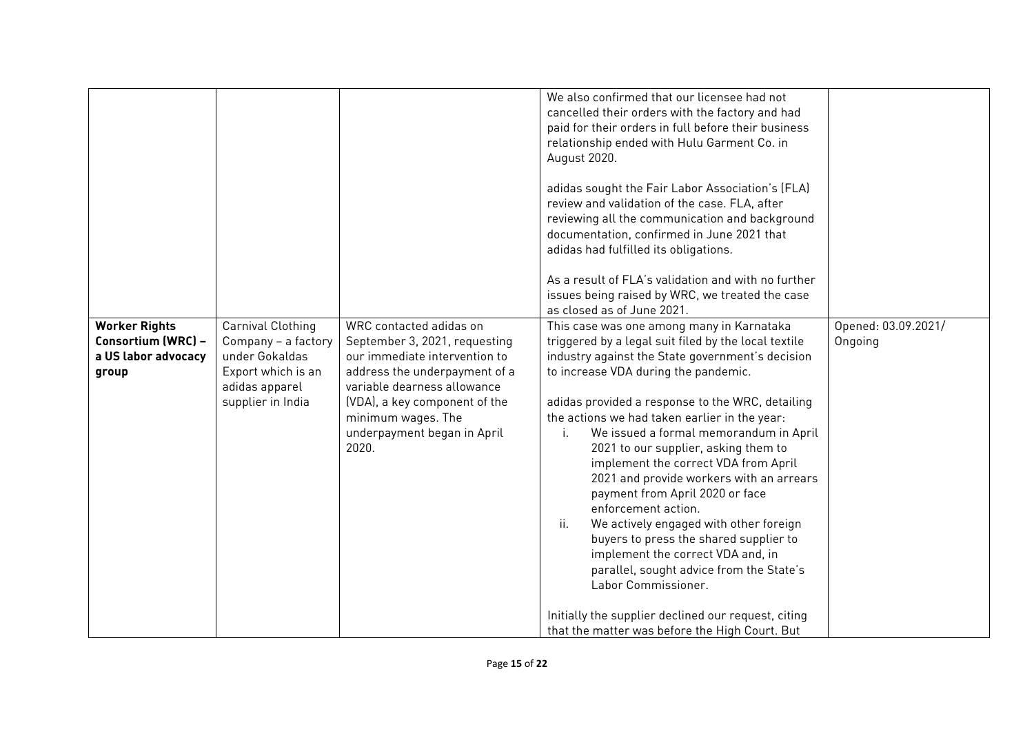| | | | | |
|---|---|---|---|---|
| | | | We also confirmed that our licensee had not cancelled their orders with the factory and had paid for their orders in full before their business relationship ended with Hulu Garment Co. in August 2020.<br><br>adidas sought the Fair Labor Association's (FLA) review and validation of the case. FLA, after reviewing all the communication and background documentation, confirmed in June 2021 that adidas had fulfilled its obligations.<br><br>As a result of FLA's validation and with no further issues being raised by WRC, we treated the case as closed as of June 2021. | |
| **Worker Rights Consortium (WRC) – a US labor advocacy group** | Carnival Clothing Company – a factory under Gokaldas Export which is an adidas apparel supplier in India | WRC contacted adidas on September 3, 2021, requesting our immediate intervention to address the underpayment of a variable dearness allowance (VDA), a key component of the minimum wages. The underpayment began in April 2020. | This case was one among many in Karnataka triggered by a legal suit filed by the local textile industry against the State government's decision to increase VDA during the pandemic.<br><br>adidas provided a response to the WRC, detailing the actions we had taken earlier in the year:<br>i. We issued a formal memorandum in April 2021 to our supplier, asking them to implement the correct VDA from April 2021 and provide workers with an arrears payment from April 2020 or face enforcement action.<br>ii. We actively engaged with other foreign buyers to press the shared supplier to implement the correct VDA and, in parallel, sought advice from the State's Labor Commissioner.<br><br>Initially the supplier declined our request, citing that the matter was before the High Court. But | Opened: 03.09.2021/ Ongoing |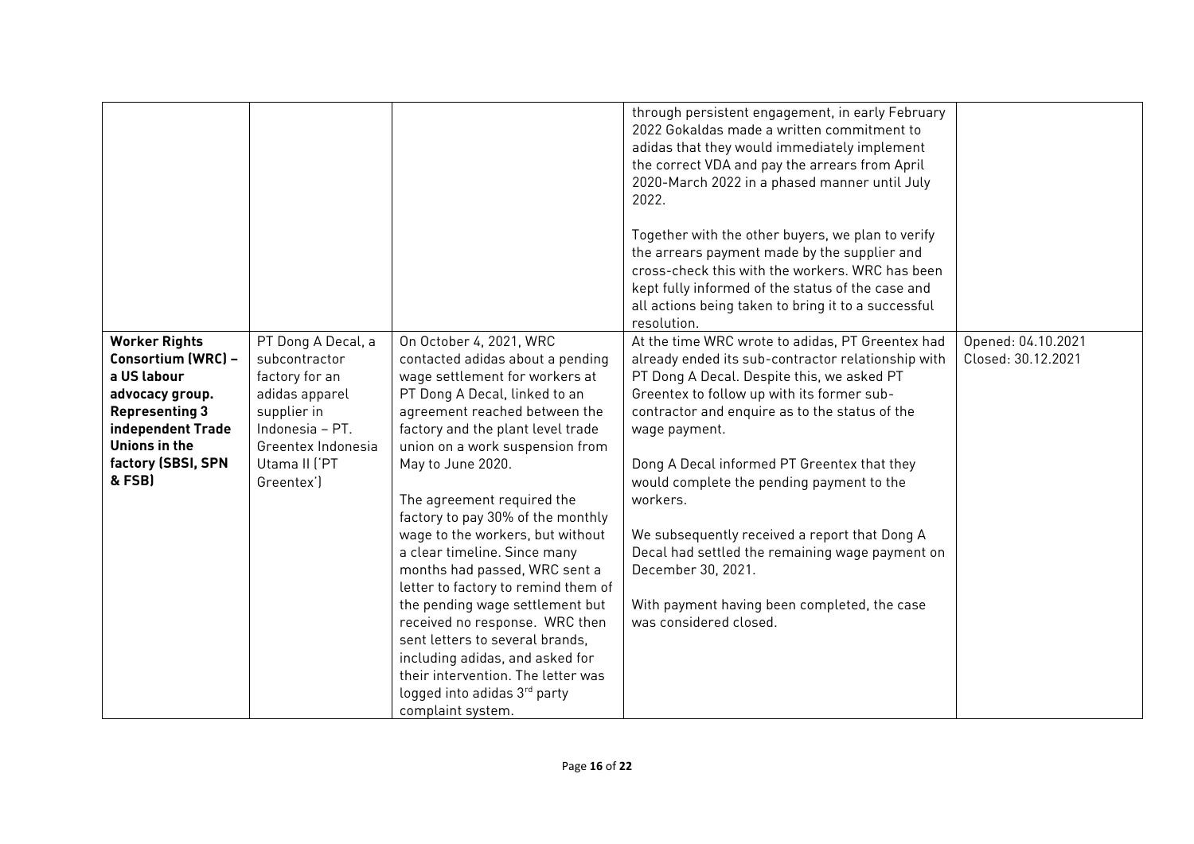| | | | | |
|---|---|---|---|---|
| | | | through persistent engagement, in early February 2022 Gokaldas made a written commitment to adidas that they would immediately implement the correct VDA and pay the arrears from April 2020-March 2022 in a phased manner until July 2022.<br><br>Together with the other buyers, we plan to verify the arrears payment made by the supplier and cross-check this with the workers. WRC has been kept fully informed of the status of the case and all actions being taken to bring it to a successful resolution. | |
| **Worker Rights Consortium (WRC) – a US labour advocacy group. Representing 3 independent Trade Unions in the factory (SBSI, SPN & FSB)** | PT Dong A Decal, a subcontractor factory for an adidas apparel supplier in Indonesia – PT. Greentex Indonesia Utama II ('PT Greentex') | On October 4, 2021, WRC contacted adidas about a pending wage settlement for workers at PT Dong A Decal, linked to an agreement reached between the factory and the plant level trade union on a work suspension from May to June 2020.<br><br>The agreement required the factory to pay 30% of the monthly wage to the workers, but without a clear timeline. Since many months had passed, WRC sent a letter to factory to remind them of the pending wage settlement but received no response. WRC then sent letters to several brands, including adidas, and asked for their intervention. The letter was logged into adidas 3rd party complaint system. | At the time WRC wrote to adidas, PT Greentex had already ended its sub-contractor relationship with PT Dong A Decal. Despite this, we asked PT Greentex to follow up with its former sub-contractor and enquire as to the status of the wage payment.<br><br>Dong A Decal informed PT Greentex that they would complete the pending payment to the workers.<br><br>We subsequently received a report that Dong A Decal had settled the remaining wage payment on December 30, 2021.<br><br>With payment having been completed, the case was considered closed. | Opened: 04.10.2021<br>Closed: 30.12.2021 |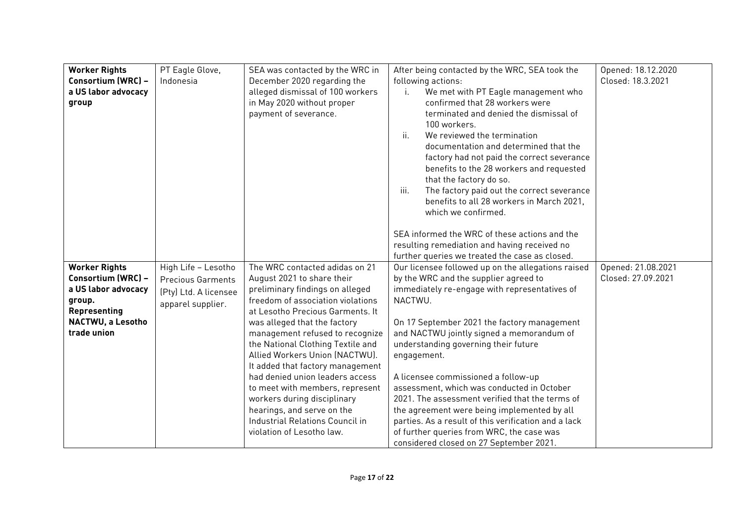| **Worker Rights Consortium (WRC) – a US labor advocacy group** | PT Eagle Glove, Indonesia | SEA was contacted by the WRC in December 2020 regarding the alleged dismissal of 100 workers in May 2020 without proper payment of severance. | After being contacted by the WRC, SEA took the following actions:<br>i. We met with PT Eagle management who confirmed that 28 workers were terminated and denied the dismissal of 100 workers.<br>ii. We reviewed the termination documentation and determined that the factory had not paid the correct severance benefits to the 28 workers and requested that the factory do so.<br>iii. The factory paid out the correct severance benefits to all 28 workers in March 2021, which we confirmed.<br><br>SEA informed the WRC of these actions and the resulting remediation and having received no further queries we treated the case as closed. | Opened: 18.12.2020<br>Closed: 18.3.2021 |
|---|---|---|---|---|
| **Worker Rights Consortium (WRC) – a US labor advocacy group. Representing NACTWU, a Lesotho trade union** | High Life – Lesotho Precious Garments (Pty) Ltd. A licensee apparel supplier. | The WRC contacted adidas on 21 August 2021 to share their preliminary findings on alleged freedom of association violations at Lesotho Precious Garments. It was alleged that the factory management refused to recognize the National Clothing Textile and Allied Workers Union (NACTWU). It added that factory management had denied union leaders access to meet with members, represent workers during disciplinary hearings, and serve on the Industrial Relations Council in violation of Lesotho law. | Our licensee followed up on the allegations raised by the WRC and the supplier agreed to immediately re-engage with representatives of NACTWU.<br><br>On 17 September 2021 the factory management and NACTWU jointly signed a memorandum of understanding governing their future engagement.<br><br>A licensee commissioned a follow-up assessment, which was conducted in October 2021. The assessment verified that the terms of the agreement were being implemented by all parties. As a result of this verification and a lack of further queries from WRC, the case was considered closed on 27 September 2021. | Opened: 21.08.2021<br>Closed: 27.09.2021 |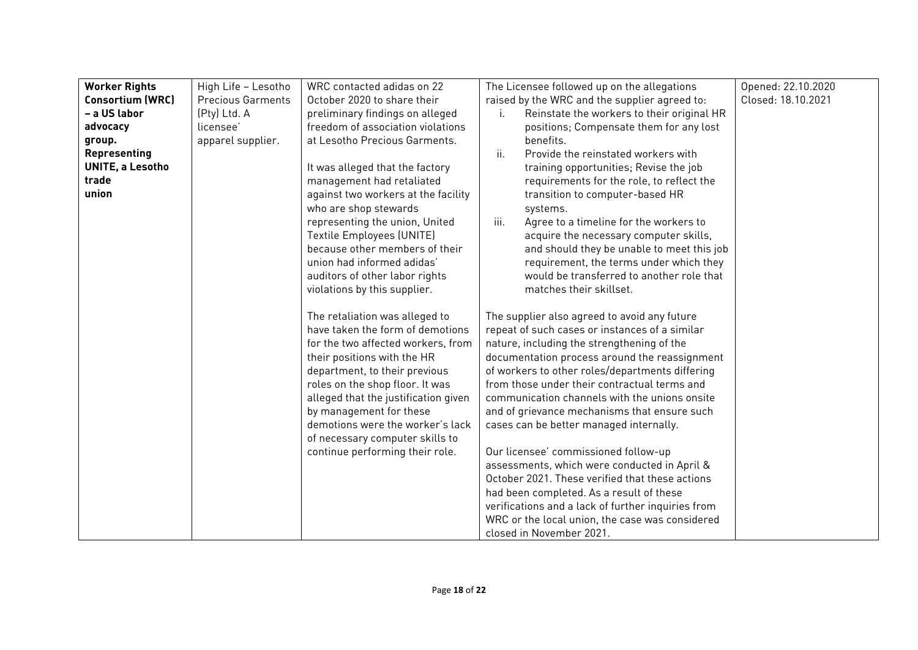| **Worker Rights Consortium (WRC) – a US labor advocacy group. Representing UNITE, a Lesotho trade union** | High Life – Lesotho Precious Garments (Pty) Ltd. A licensee' apparel supplier. | WRC contacted adidas on 22 October 2020 to share their preliminary findings on alleged freedom of association violations at Lesotho Precious Garments.<br><br>It was alleged that the factory management had retaliated against two workers at the facility who are shop stewards representing the union, United Textile Employees (UNITE) because other members of their union had informed adidas' auditors of other labor rights violations by this supplier.<br><br>The retaliation was alleged to have taken the form of demotions for the two affected workers, from their positions with the HR department, to their previous roles on the shop floor. It was alleged that the justification given by management for these demotions were the worker's lack of necessary computer skills to continue performing their role. | The Licensee followed up on the allegations raised by the WRC and the supplier agreed to:<br>i. Reinstate the workers to their original HR positions; Compensate them for any lost benefits.<br>ii. Provide the reinstated workers with training opportunities; Revise the job requirements for the role, to reflect the transition to computer-based HR systems.<br>iii. Agree to a timeline for the workers to acquire the necessary computer skills, and should they be unable to meet this job requirement, the terms under which they would be transferred to another role that matches their skillset.<br><br>The supplier also agreed to avoid any future repeat of such cases or instances of a similar nature, including the strengthening of the documentation process around the reassignment of workers to other roles/departments differing from those under their contractual terms and communication channels with the unions onsite and of grievance mechanisms that ensure such cases can be better managed internally.<br><br>Our licensee' commissioned follow-up assessments, which were conducted in April & October 2021. These verified that these actions had been completed. As a result of these verifications and a lack of further inquiries from WRC or the local union, the case was considered closed in November 2021. | Opened: 22.10.2020<br>Closed: 18.10.2021 |
|---|---|---|---|---|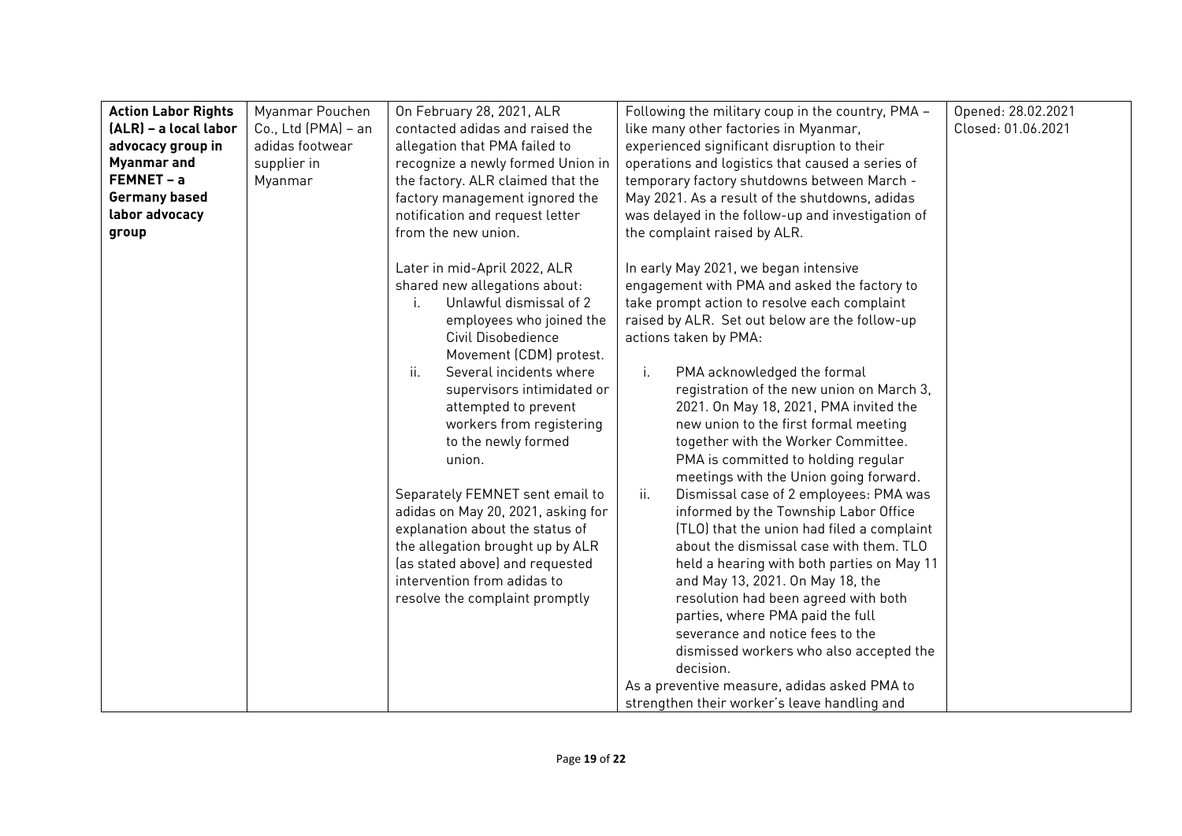| | | | | |
|---|---|---|---|---|
| **Action Labor Rights (ALR) – a local labor advocacy group in Myanmar and FEMNET – a Germany based labor advocacy group** | Myanmar Pouchen Co., Ltd (PMA) – an adidas footwear supplier in Myanmar | On February 28, 2021, ALR contacted adidas and raised the allegation that PMA failed to recognize a newly formed Union in the factory. ALR claimed that the factory management ignored the notification and request letter from the new union.<br><br>Later in mid-April 2022, ALR shared new allegations about:<br>i. Unlawful dismissal of 2 employees who joined the Civil Disobedience Movement (CDM) protest.<br>ii. Several incidents where supervisors intimidated or attempted to prevent workers from registering to the newly formed union.<br><br>Separately FEMNET sent email to adidas on May 20, 2021, asking for explanation about the status of the allegation brought up by ALR (as stated above) and requested intervention from adidas to resolve the complaint promptly | Following the military coup in the country, PMA – like many other factories in Myanmar, experienced significant disruption to their operations and logistics that caused a series of temporary factory shutdowns between March - May 2021. As a result of the shutdowns, adidas was delayed in the follow-up and investigation of the complaint raised by ALR.<br><br>In early May 2021, we began intensive engagement with PMA and asked the factory to take prompt action to resolve each complaint raised by ALR. Set out below are the follow-up actions taken by PMA:<br><br>i. PMA acknowledged the formal registration of the new union on March 3, 2021. On May 18, 2021, PMA invited the new union to the first formal meeting together with the Worker Committee. PMA is committed to holding regular meetings with the Union going forward.<br>ii. Dismissal case of 2 employees: PMA was informed by the Township Labor Office (TLO) that the union had filed a complaint about the dismissal case with them. TLO held a hearing with both parties on May 11 and May 13, 2021. On May 18, the resolution had been agreed with both parties, where PMA paid the full severance and notice fees to the dismissed workers who also accepted the decision.<br><br>As a preventive measure, adidas asked PMA to strengthen their worker's leave handling and | Opened: 28.02.2021<br>Closed: 01.06.2021 |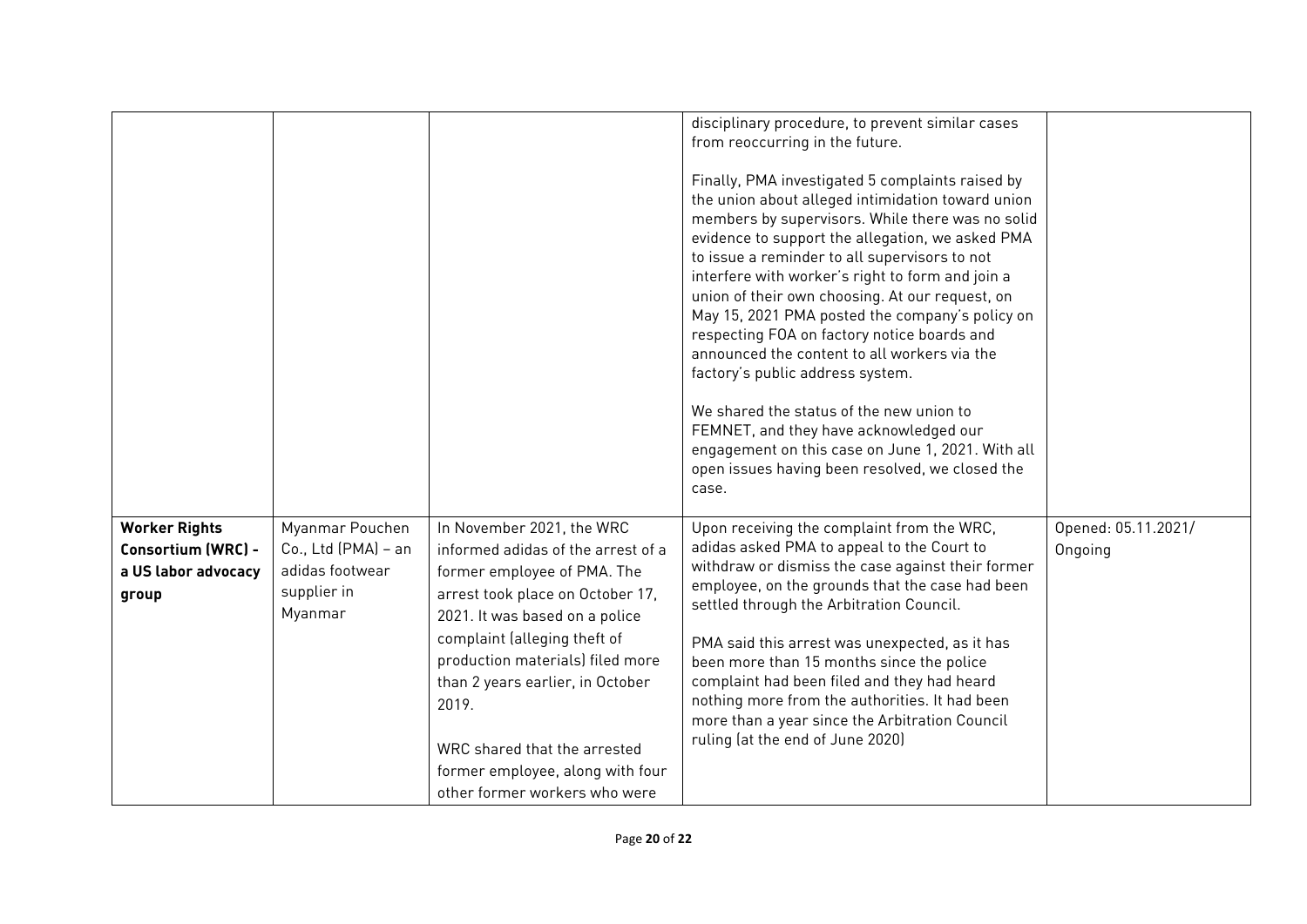| | | | | |
|---|---|---|---|---|
| | | | disciplinary procedure, to prevent similar cases from reoccurring in the future.<br><br>Finally, PMA investigated 5 complaints raised by the union about alleged intimidation toward union members by supervisors. While there was no solid evidence to support the allegation, we asked PMA to issue a reminder to all supervisors to not interfere with worker's right to form and join a union of their own choosing. At our request, on May 15, 2021 PMA posted the company's policy on respecting FOA on factory notice boards and announced the content to all workers via the factory's public address system.<br><br>We shared the status of the new union to FEMNET, and they have acknowledged our engagement on this case on June 1, 2021. With all open issues having been resolved, we closed the case. | |
| **Worker Rights Consortium (WRC) - a US labor advocacy group** | Myanmar Pouchen Co., Ltd (PMA) – an adidas footwear supplier in Myanmar | In November 2021, the WRC informed adidas of the arrest of a former employee of PMA. The arrest took place on October 17, 2021. It was based on a police complaint (alleging theft of production materials) filed more than 2 years earlier, in October 2019.<br><br>WRC shared that the arrested former employee, along with four other former workers who were | Upon receiving the complaint from the WRC, adidas asked PMA to appeal to the Court to withdraw or dismiss the case against their former employee, on the grounds that the case had been settled through the Arbitration Council.<br><br>PMA said this arrest was unexpected, as it has been more than 15 months since the police complaint had been filed and they had heard nothing more from the authorities. It had been more than a year since the Arbitration Council ruling (at the end of June 2020) | Opened: 05.11.2021/ Ongoing |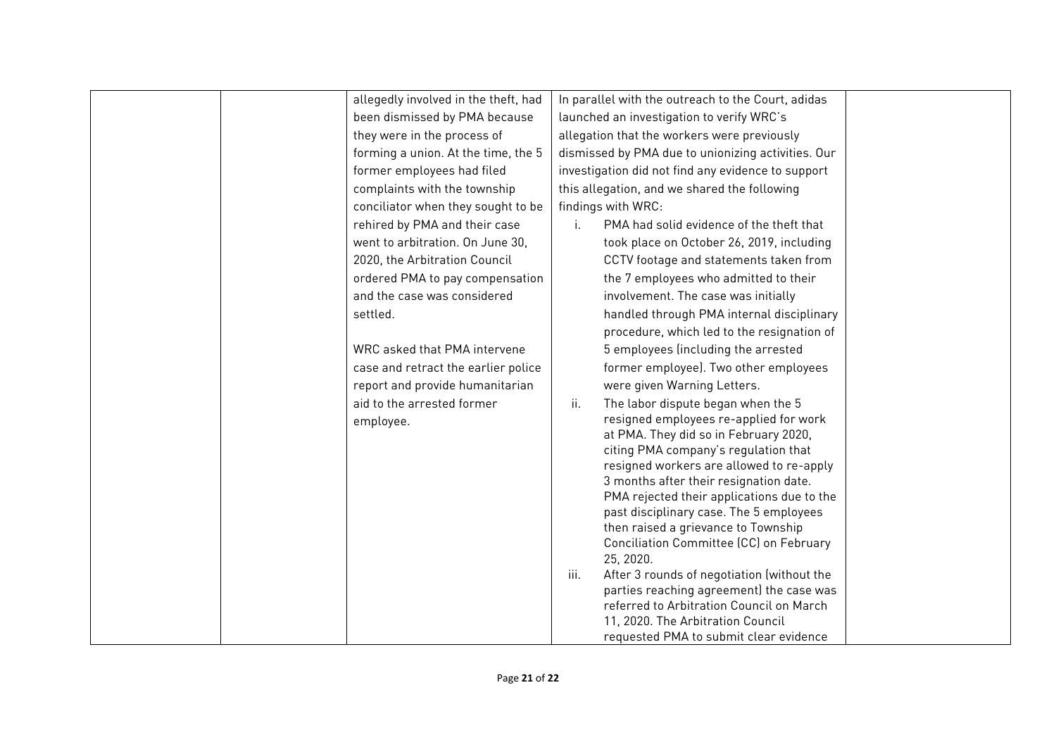| | | | | |
|---|---|---|---|---|
| | | allegedly involved in the theft, had been dismissed by PMA because they were in the process of forming a union. At the time, the 5 former employees had filed complaints with the township conciliator when they sought to be rehired by PMA and their case went to arbitration. On June 30, 2020, the Arbitration Council ordered PMA to pay compensation and the case was considered settled.<br><br>WRC asked that PMA intervene case and retract the earlier police report and provide humanitarian aid to the arrested former employee. | In parallel with the outreach to the Court, adidas launched an investigation to verify WRC's allegation that the workers were previously dismissed by PMA due to unionizing activities. Our investigation did not find any evidence to support this allegation, and we shared the following findings with WRC:<br>i. PMA had solid evidence of the theft that took place on October 26, 2019, including CCTV footage and statements taken from the 7 employees who admitted to their involvement. The case was initially handled through PMA internal disciplinary procedure, which led to the resignation of 5 employees (including the arrested former employee). Two other employees were given Warning Letters.<br>ii. The labor dispute began when the 5 resigned employees re-applied for work at PMA. They did so in February 2020, citing PMA company's regulation that resigned workers are allowed to re-apply 3 months after their resignation date. PMA rejected their applications due to the past disciplinary case. The 5 employees then raised a grievance to Township Conciliation Committee (CC) on February 25, 2020.<br>iii. After 3 rounds of negotiation (without the parties reaching agreement) the case was referred to Arbitration Council on March 11, 2020. The Arbitration Council requested PMA to submit clear evidence | |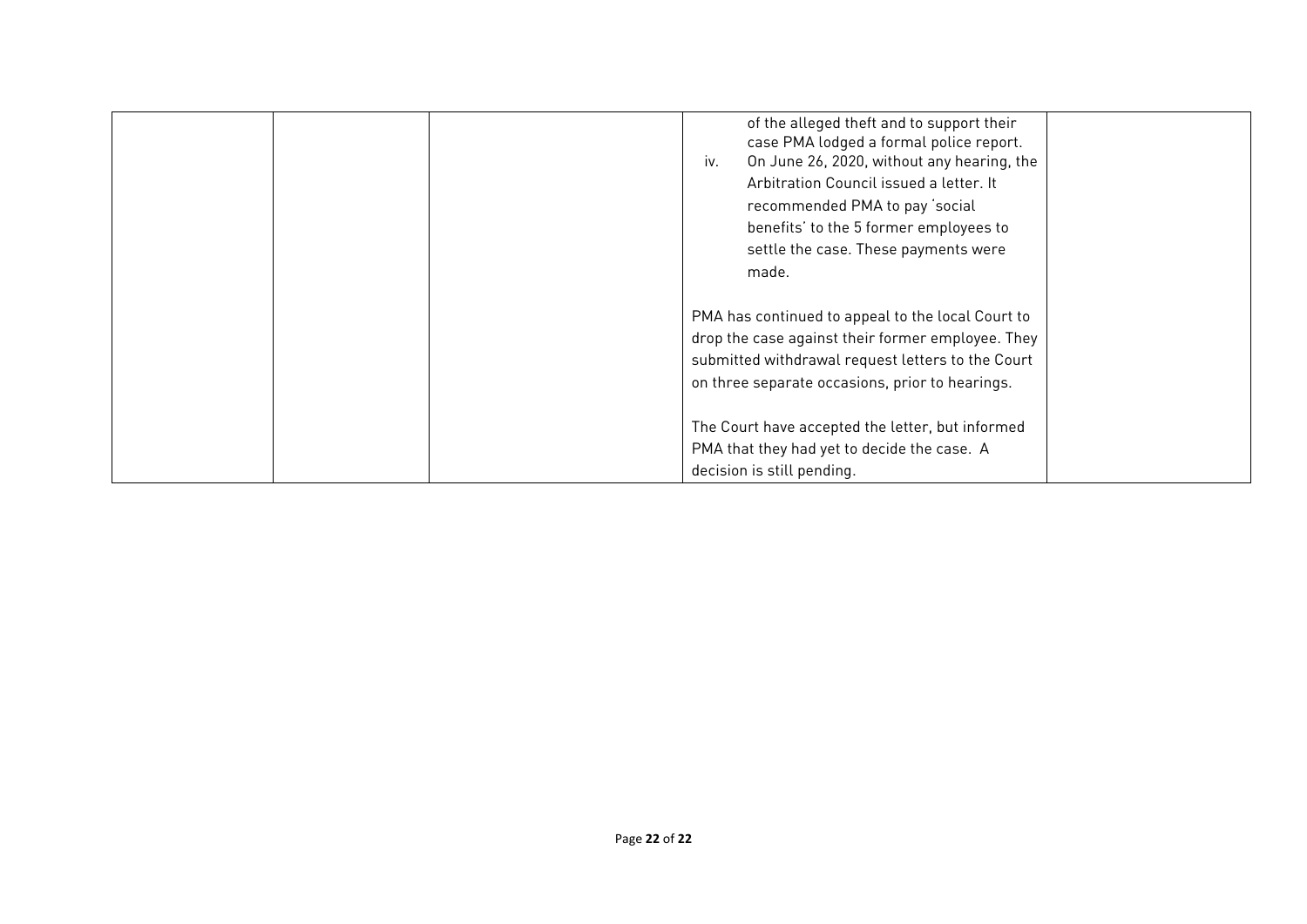| | | | | |
|---|---|---|---|---|
| | | | of the alleged theft and to support their case PMA lodged a formal police report.<br>iv. On June 26, 2020, without any hearing, the Arbitration Council issued a letter. It recommended PMA to pay 'social benefits' to the 5 former employees to settle the case. These payments were made.<br><br>PMA has continued to appeal to the local Court to drop the case against their former employee. They submitted withdrawal request letters to the Court on three separate occasions, prior to hearings.<br><br>The Court have accepted the letter, but informed PMA that they had yet to decide the case. A decision is still pending. | |